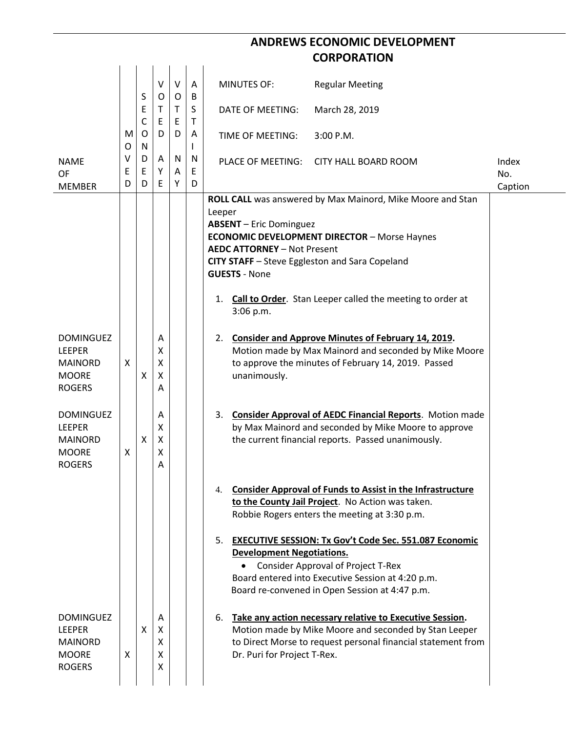# ANDREWS ECONOMIC DEVELOPMENT CORPORATION

| NAME OF MEMBER | MOVED | SECONDED | VOTED AYE | VOTED NAY | ABSTAINED | | Index No. Caption |
|---|---|---|---|---|---|---|---|
| | | | | | | MINUTES OF: Regular Meeting | |
| | | | | | | DATE OF MEETING: March 28, 2019 | |
| | | | | | | TIME OF MEETING: 3:00 P.M. | |
| | | | | | | PLACE OF MEETING: CITY HALL BOARD ROOM | |

**ROLL CALL** was answered by Max Mainord, Mike Moore and Stan Leeper
**ABSENT** – Eric Dominguez
**ECONOMIC DEVELOPMENT DIRECTOR** – Morse Haynes
**AEDC ATTORNEY** – Not Present
**CITY STAFF** – Steve Eggleston and Sara Copeland
**GUESTS** - None

1. **Call to Order**. Stan Leeper called the meeting to order at 3:06 p.m.

2. **Consider and Approve Minutes of February 14, 2019.** Motion made by Max Mainord and seconded by Mike Moore to approve the minutes of February 14, 2019. Passed unanimously.

| NAME OF MEMBER | MOVED | SECONDED | VOTED AYE | VOTED NAY | ABSTAINED |
|---|---|---|---|---|---|
| DOMINGUEZ | | | A | | |
| LEEPER | | | X | | |
| MAINORD | X | | X | | |
| MOORE | | X | X | | |
| ROGERS | | | A | | |

3. **Consider Approval of AEDC Financial Reports**. Motion made by Max Mainord and seconded by Mike Moore to approve the current financial reports. Passed unanimously.

| NAME OF MEMBER | MOVED | SECONDED | VOTED AYE | VOTED NAY | ABSTAINED |
|---|---|---|---|---|---|
| DOMINGUEZ | | | A | | |
| LEEPER | | | X | | |
| MAINORD | | X | X | | |
| MOORE | X | | X | | |
| ROGERS | | | A | | |

4. **Consider Approval of Funds to Assist in the Infrastructure to the County Jail Project**. No Action was taken. Robbie Rogers enters the meeting at 3:30 p.m.

5. **EXECUTIVE SESSION: Tx Gov't Code Sec. 551.087 Economic Development Negotiations.**
   - Consider Approval of Project T-Rex

   Board entered into Executive Session at 4:20 p.m.
   Board re-convened in Open Session at 4:47 p.m.

6. **Take any action necessary relative to Executive Session.** Motion made by Mike Moore and seconded by Stan Leeper to Direct Morse to request personal financial statement from Dr. Puri for Project T-Rex.

| NAME OF MEMBER | MOVED | SECONDED | VOTED AYE | VOTED NAY | ABSTAINED |
|---|---|---|---|---|---|
| DOMINGUEZ | | | A | | |
| LEEPER | | X | X | | |
| MAINORD | | | X | | |
| MOORE | X | | X | | |
| ROGERS | | | X | | |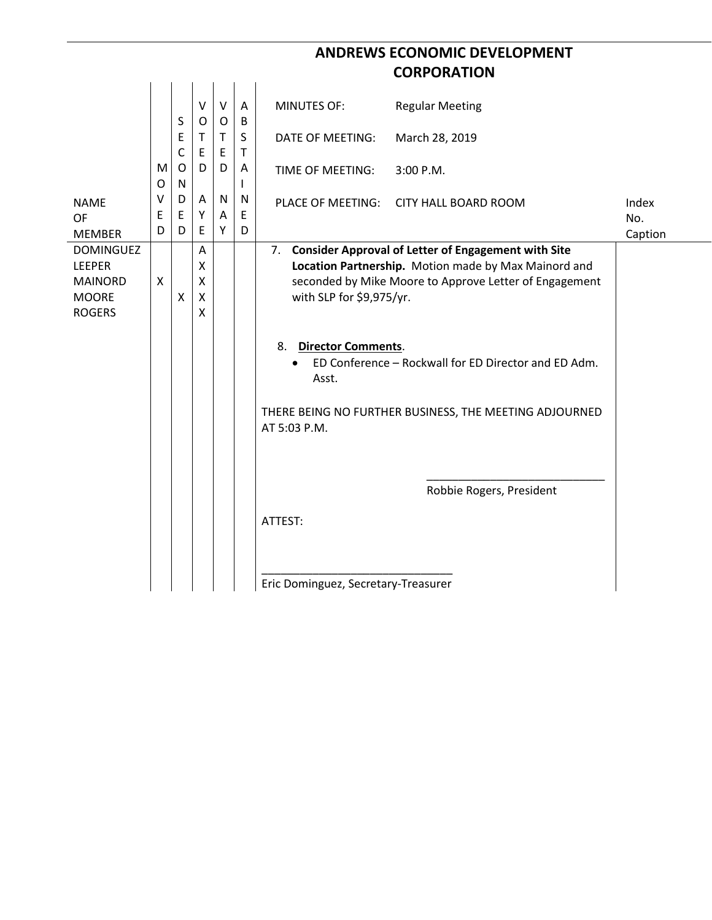# ANDREWS ECONOMIC DEVELOPMENT CORPORATION

| NAME OF MEMBER | MOVED | SECONDED | VOTED AYE | VOTED NAY | ABSTAINED | MINUTES OF: Regular Meeting<br>DATE OF MEETING: March 28, 2019<br>TIME OF MEETING: 3:00 P.M.<br>PLACE OF MEETING: CITY HALL BOARD ROOM | Index No. Caption |
|---|---|---|---|---|---|---|---|
| DOMINGUEZ | | | A | | | 7. **Consider Approval of Letter of Engagement with Site Location Partnership.** Motion made by Max Mainord and seconded by Mike Moore to Approve Letter of Engagement with SLP for $9,975/yr. | |
| LEEPER | | | X | | | | |
| MAINORD | X | | X | | | | |
| MOORE | | X | X | | | | |
| ROGERS | | | X | | | | |

8. **Director Comments**.
   - ED Conference – Rockwall for ED Director and ED Adm. Asst.

THERE BEING NO FURTHER BUSINESS, THE MEETING ADJOURNED AT 5:03 P.M.

_____________________________
Robbie Rogers, President

ATTEST:

_____________________________
Eric Dominguez, Secretary-Treasurer